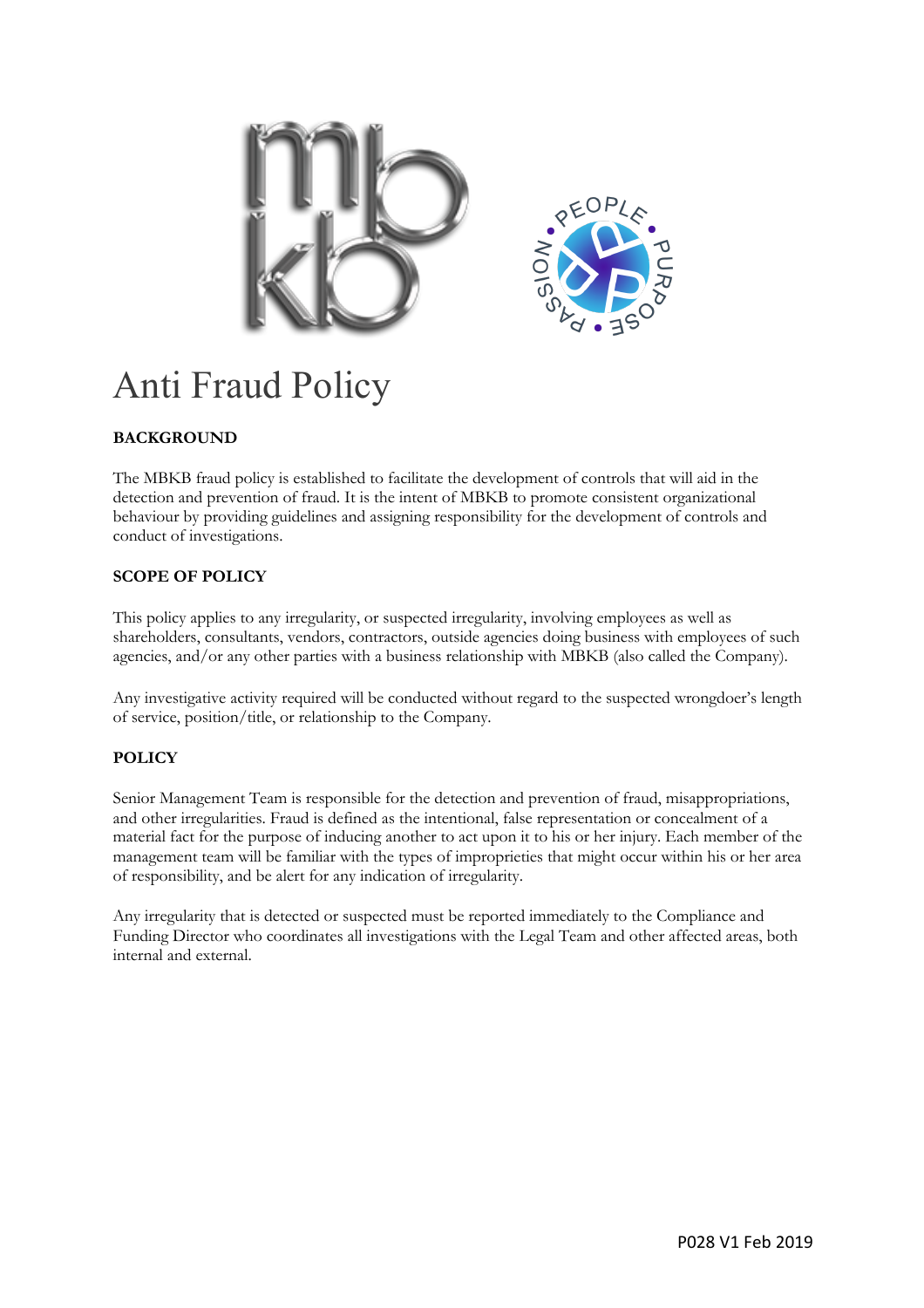# Anti Fraud Policy

## BACKGROUND

The MBKB fraud policy is established to facilitate the development of controls that will aid in the detection and prevention of fraud. It is the intent of MBKB to promote consistent organizational behaviour by providing guidelines and assigning responsibility for the development of controls and conduct of investigations.

## SCOPE OF POLICY

This policy applies to any irregularity, or suspected irregularity, involving employees as well as shareholders, consultants, vendors, contractors, outside agencies doing business with employees of such agencies, and/or any other parties with a business relationship with MBKB (also called the Company).

Any investigative activity required will be conducted without regard to the suspected wrongdoer's length of service, position/title, or relationship to the Company.

## POLICY

Senior Management Team is responsible for the detection and prevention of fraud, misappropriations, and other irregularities. Fraud is defined as the intentional, false representation or concealment of a material fact for the purpose of inducing another to act upon it to his or her injury. Each member of the management team will be familiar with the types of improprieties that might occur within his or her area of responsibility, and be alert for any indication of irregularity.

Any irregularity that is detected or suspected must be reported immediately to the Compliance and Funding Director who coordinates all investigations with the Legal Team and other affected areas, both internal and external.

P028 V1 Feb 2019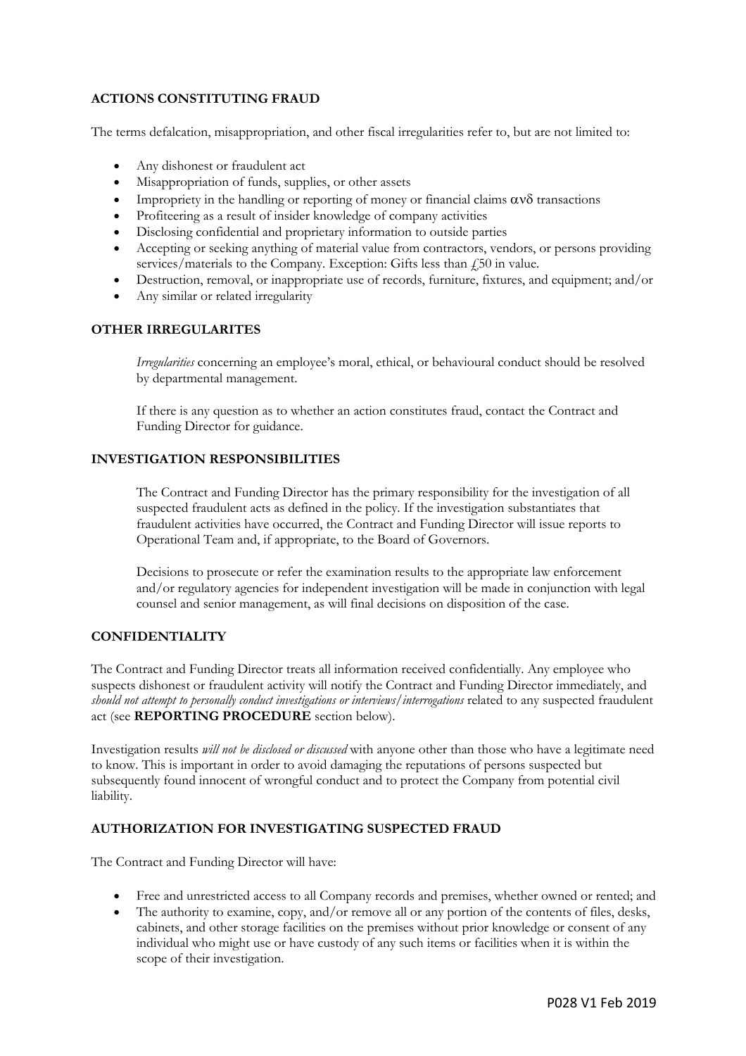## ACTIONS CONSTITUTING FRAUD

The terms defalcation, misappropriation, and other fiscal irregularities refer to, but are not limited to:

- Any dishonest or fraudulent act
- Misappropriation of funds, supplies, or other assets
- Impropriety in the handling or reporting of money or financial claims ανδ transactions
- Profiteering as a result of insider knowledge of company activities
- Disclosing confidential and proprietary information to outside parties
- Accepting or seeking anything of material value from contractors, vendors, or persons providing services/materials to the Company. Exception: Gifts less than £50 in value.
- Destruction, removal, or inappropriate use of records, furniture, fixtures, and equipment; and/or
- Any similar or related irregularity

## OTHER IRREGULARITES

*Irregularities* concerning an employee's moral, ethical, or behavioural conduct should be resolved by departmental management.

If there is any question as to whether an action constitutes fraud, contact the Contract and Funding Director for guidance.

## INVESTIGATION RESPONSIBILITIES

The Contract and Funding Director has the primary responsibility for the investigation of all suspected fraudulent acts as defined in the policy. If the investigation substantiates that fraudulent activities have occurred, the Contract and Funding Director will issue reports to Operational Team and, if appropriate, to the Board of Governors.

Decisions to prosecute or refer the examination results to the appropriate law enforcement and/or regulatory agencies for independent investigation will be made in conjunction with legal counsel and senior management, as will final decisions on disposition of the case.

## CONFIDENTIALITY

The Contract and Funding Director treats all information received confidentially. Any employee who suspects dishonest or fraudulent activity will notify the Contract and Funding Director immediately, and *should not attempt to personally conduct investigations or interviews/interrogations* related to any suspected fraudulent act (see **REPORTING PROCEDURE** section below).

Investigation results *will not be disclosed or discussed* with anyone other than those who have a legitimate need to know. This is important in order to avoid damaging the reputations of persons suspected but subsequently found innocent of wrongful conduct and to protect the Company from potential civil liability.

## AUTHORIZATION FOR INVESTIGATING SUSPECTED FRAUD

The Contract and Funding Director will have:

- Free and unrestricted access to all Company records and premises, whether owned or rented; and
- The authority to examine, copy, and/or remove all or any portion of the contents of files, desks, cabinets, and other storage facilities on the premises without prior knowledge or consent of any individual who might use or have custody of any such items or facilities when it is within the scope of their investigation.

P028 V1 Feb 2019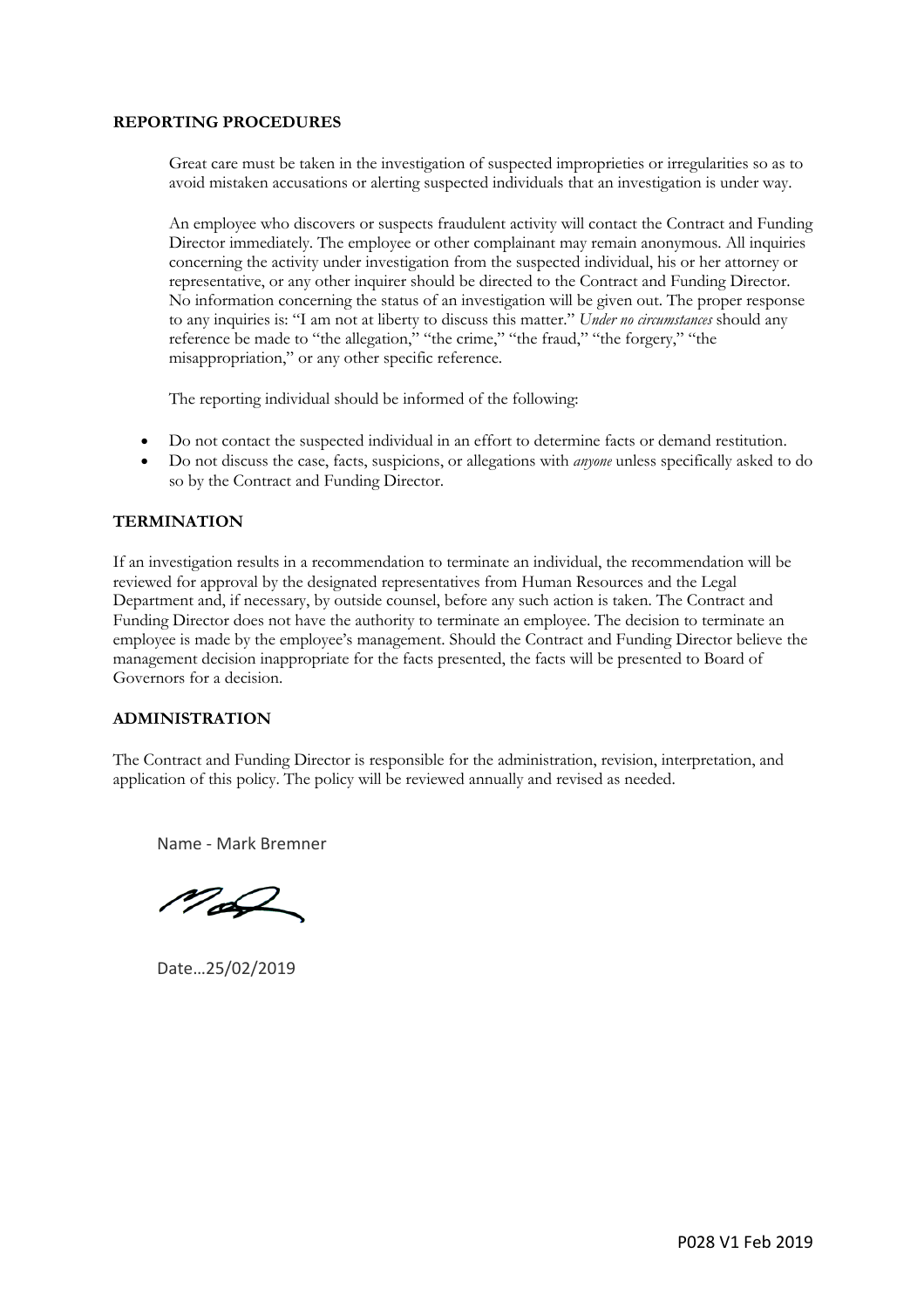## REPORTING PROCEDURES

Great care must be taken in the investigation of suspected improprieties or irregularities so as to avoid mistaken accusations or alerting suspected individuals that an investigation is under way.

An employee who discovers or suspects fraudulent activity will contact the Contract and Funding Director immediately. The employee or other complainant may remain anonymous. All inquiries concerning the activity under investigation from the suspected individual, his or her attorney or representative, or any other inquirer should be directed to the Contract and Funding Director. No information concerning the status of an investigation will be given out. The proper response to any inquiries is: "I am not at liberty to discuss this matter." *Under no circumstances* should any reference be made to "the allegation," "the crime," "the fraud," "the forgery," "the misappropriation," or any other specific reference.

The reporting individual should be informed of the following:

- Do not contact the suspected individual in an effort to determine facts or demand restitution.
- Do not discuss the case, facts, suspicions, or allegations with *anyone* unless specifically asked to do so by the Contract and Funding Director.

## TERMINATION

If an investigation results in a recommendation to terminate an individual, the recommendation will be reviewed for approval by the designated representatives from Human Resources and the Legal Department and, if necessary, by outside counsel, before any such action is taken. The Contract and Funding Director does not have the authority to terminate an employee. The decision to terminate an employee is made by the employee's management. Should the Contract and Funding Director believe the management decision inappropriate for the facts presented, the facts will be presented to Board of Governors for a decision.

## ADMINISTRATION

The Contract and Funding Director is responsible for the administration, revision, interpretation, and application of this policy. The policy will be reviewed annually and revised as needed.

Name - Mark Bremner

Date…25/02/2019

P028 V1 Feb 2019